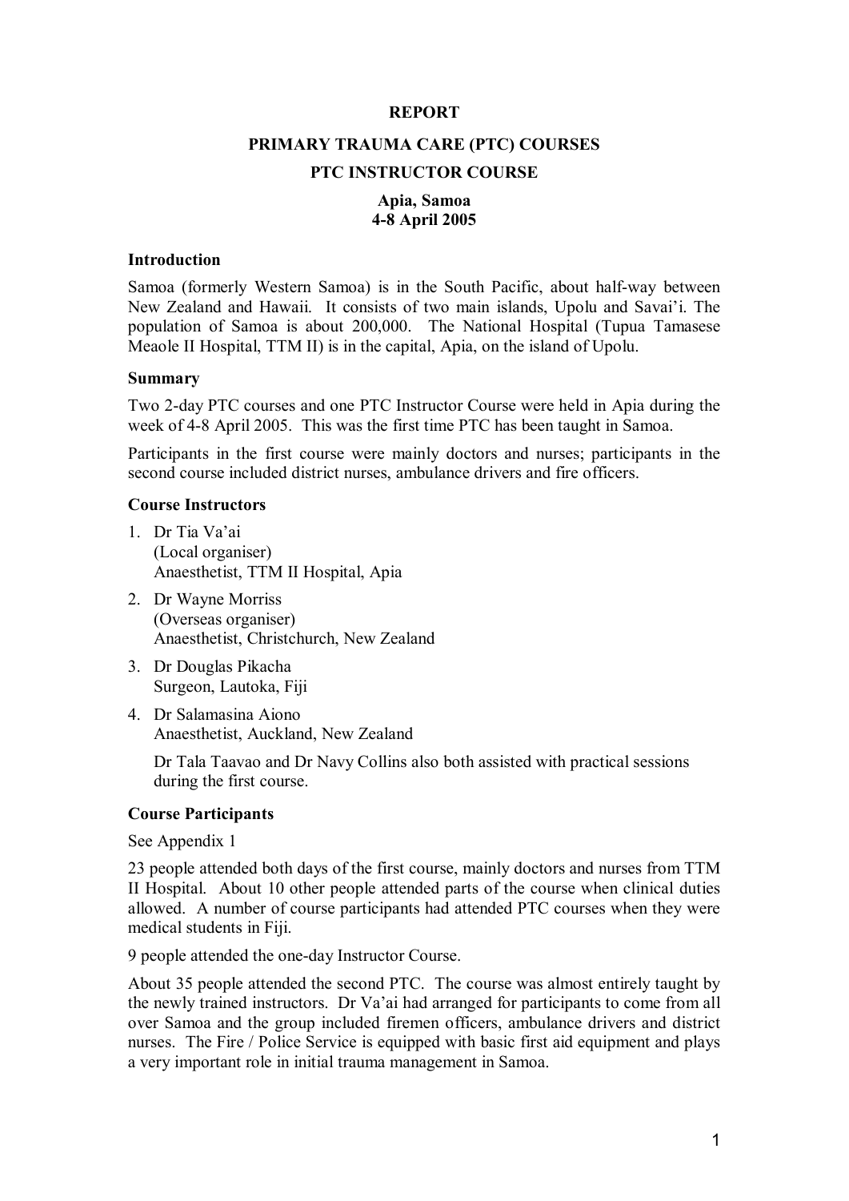# REPORT

## PRIMARY TRAUMA CARE (PTC) COURSES

## PTC INSTRUCTOR COURSE

**Apia, Samoa**
**4-8 April 2005**

### Introduction

Samoa (formerly Western Samoa) is in the South Pacific, about half-way between New Zealand and Hawaii. It consists of two main islands, Upolu and Savai'i. The population of Samoa is about 200,000. The National Hospital (Tupua Tamasese Meaole II Hospital, TTM II) is in the capital, Apia, on the island of Upolu.

### Summary

Two 2-day PTC courses and one PTC Instructor Course were held in Apia during the week of 4-8 April 2005. This was the first time PTC has been taught in Samoa.

Participants in the first course were mainly doctors and nurses; participants in the second course included district nurses, ambulance drivers and fire officers.

### Course Instructors

1. Dr Tia Va'ai
   (Local organiser)
   Anaesthetist, TTM II Hospital, Apia
2. Dr Wayne Morriss
   (Overseas organiser)
   Anaesthetist, Christchurch, New Zealand
3. Dr Douglas Pikacha
   Surgeon, Lautoka, Fiji
4. Dr Salamasina Aiono
   Anaesthetist, Auckland, New Zealand

   Dr Tala Taavao and Dr Navy Collins also both assisted with practical sessions during the first course.

### Course Participants

See Appendix 1

23 people attended both days of the first course, mainly doctors and nurses from TTM II Hospital. About 10 other people attended parts of the course when clinical duties allowed. A number of course participants had attended PTC courses when they were medical students in Fiji.

9 people attended the one-day Instructor Course.

About 35 people attended the second PTC. The course was almost entirely taught by the newly trained instructors. Dr Va'ai had arranged for participants to come from all over Samoa and the group included firemen officers, ambulance drivers and district nurses. The Fire / Police Service is equipped with basic first aid equipment and plays a very important role in initial trauma management in Samoa.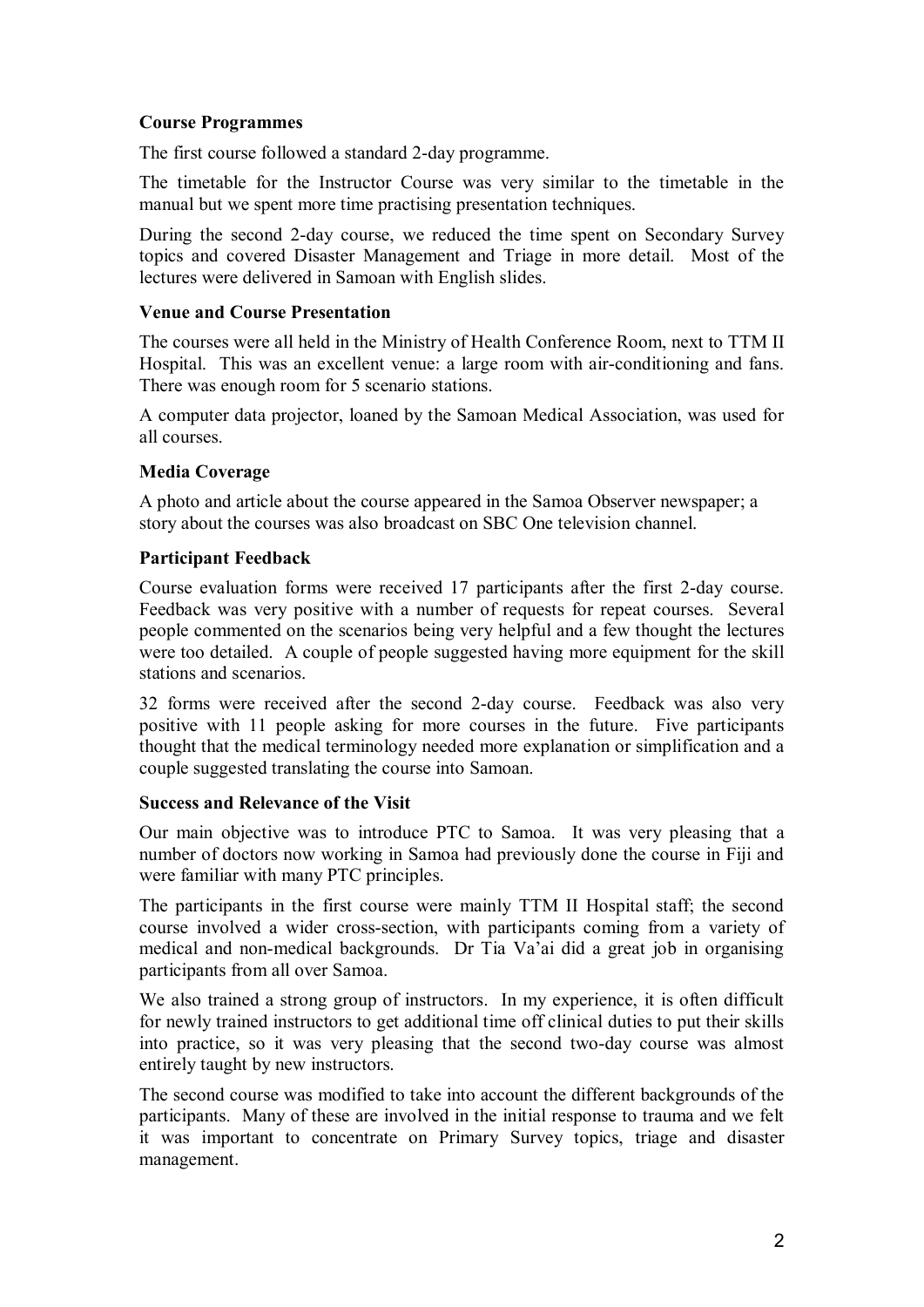**Course Programmes**

The first course followed a standard 2-day programme.

The timetable for the Instructor Course was very similar to the timetable in the manual but we spent more time practising presentation techniques.

During the second 2-day course, we reduced the time spent on Secondary Survey topics and covered Disaster Management and Triage in more detail. Most of the lectures were delivered in Samoan with English slides.

**Venue and Course Presentation**

The courses were all held in the Ministry of Health Conference Room, next to TTM II Hospital. This was an excellent venue: a large room with air-conditioning and fans. There was enough room for 5 scenario stations.

A computer data projector, loaned by the Samoan Medical Association, was used for all courses.

**Media Coverage**

A photo and article about the course appeared in the Samoa Observer newspaper; a story about the courses was also broadcast on SBC One television channel.

**Participant Feedback**

Course evaluation forms were received 17 participants after the first 2-day course. Feedback was very positive with a number of requests for repeat courses. Several people commented on the scenarios being very helpful and a few thought the lectures were too detailed. A couple of people suggested having more equipment for the skill stations and scenarios.

32 forms were received after the second 2-day course. Feedback was also very positive with 11 people asking for more courses in the future. Five participants thought that the medical terminology needed more explanation or simplification and a couple suggested translating the course into Samoan.

**Success and Relevance of the Visit**

Our main objective was to introduce PTC to Samoa. It was very pleasing that a number of doctors now working in Samoa had previously done the course in Fiji and were familiar with many PTC principles.

The participants in the first course were mainly TTM II Hospital staff; the second course involved a wider cross-section, with participants coming from a variety of medical and non-medical backgrounds. Dr Tia Va'ai did a great job in organising participants from all over Samoa.

We also trained a strong group of instructors. In my experience, it is often difficult for newly trained instructors to get additional time off clinical duties to put their skills into practice, so it was very pleasing that the second two-day course was almost entirely taught by new instructors.

The second course was modified to take into account the different backgrounds of the participants. Many of these are involved in the initial response to trauma and we felt it was important to concentrate on Primary Survey topics, triage and disaster management.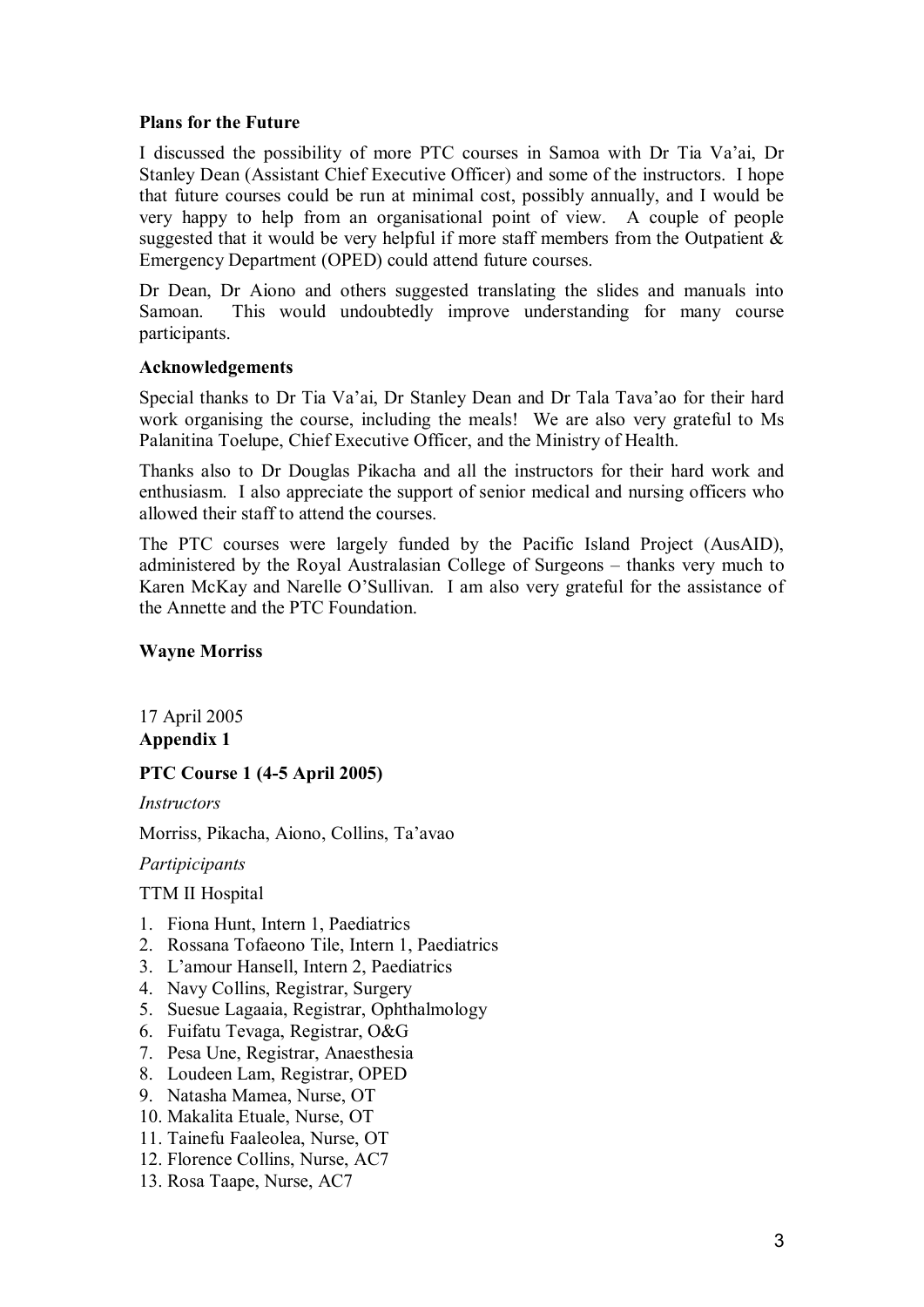**Plans for the Future**

I discussed the possibility of more PTC courses in Samoa with Dr Tia Va'ai, Dr Stanley Dean (Assistant Chief Executive Officer) and some of the instructors. I hope that future courses could be run at minimal cost, possibly annually, and I would be very happy to help from an organisational point of view. A couple of people suggested that it would be very helpful if more staff members from the Outpatient & Emergency Department (OPED) could attend future courses.

Dr Dean, Dr Aiono and others suggested translating the slides and manuals into Samoan. This would undoubtedly improve understanding for many course participants.

**Acknowledgements**

Special thanks to Dr Tia Va'ai, Dr Stanley Dean and Dr Tala Tava'ao for their hard work organising the course, including the meals! We are also very grateful to Ms Palanitina Toelupe, Chief Executive Officer, and the Ministry of Health.

Thanks also to Dr Douglas Pikacha and all the instructors for their hard work and enthusiasm. I also appreciate the support of senior medical and nursing officers who allowed their staff to attend the courses.

The PTC courses were largely funded by the Pacific Island Project (AusAID), administered by the Royal Australasian College of Surgeons – thanks very much to Karen McKay and Narelle O'Sullivan. I am also very grateful for the assistance of the Annette and the PTC Foundation.

**Wayne Morriss**

17 April 2005

**Appendix 1**

**PTC Course 1 (4-5 April 2005)**

*Instructors*

Morriss, Pikacha, Aiono, Collins, Ta'avao

*Partipicipants*

TTM II Hospital

1. Fiona Hunt, Intern 1, Paediatrics
2. Rossana Tofaeono Tile, Intern 1, Paediatrics
3. L'amour Hansell, Intern 2, Paediatrics
4. Navy Collins, Registrar, Surgery
5. Suesue Lagaaia, Registrar, Ophthalmology
6. Fuifatu Tevaga, Registrar, O&G
7. Pesa Une, Registrar, Anaesthesia
8. Loudeen Lam, Registrar, OPED
9. Natasha Mamea, Nurse, OT
10. Makalita Etuale, Nurse, OT
11. Tainefu Faaleolea, Nurse, OT
12. Florence Collins, Nurse, AC7
13. Rosa Taape, Nurse, AC7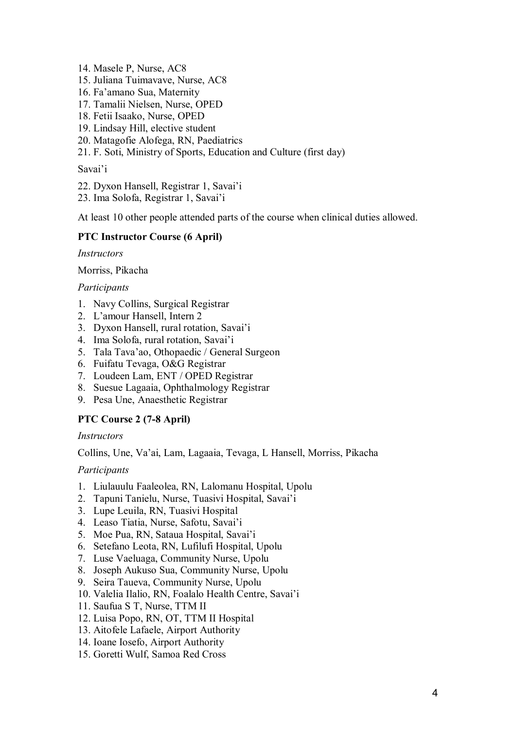14. Masele P, Nurse, AC8
15. Juliana Tuimavave, Nurse, AC8
16. Fa'amano Sua, Maternity
17. Tamalii Nielsen, Nurse, OPED
18. Fetii Isaako, Nurse, OPED
19. Lindsay Hill, elective student
20. Matagofie Alofega, RN, Paediatrics
21. F. Soti, Ministry of Sports, Education and Culture (first day)

Savai'i

22. Dyxon Hansell, Registrar 1, Savai'i
23. Ima Solofa, Registrar 1, Savai'i

At least 10 other people attended parts of the course when clinical duties allowed.

**PTC Instructor Course (6 April)**

*Instructors*

Morriss, Pikacha

*Participants*

1. Navy Collins, Surgical Registrar
2. L'amour Hansell, Intern 2
3. Dyxon Hansell, rural rotation, Savai'i
4. Ima Solofa, rural rotation, Savai'i
5. Tala Tava'ao, Othopaedic / General Surgeon
6. Fuifatu Tevaga, O&G Registrar
7. Loudeen Lam, ENT / OPED Registrar
8. Suesue Lagaaia, Ophthalmology Registrar
9. Pesa Une, Anaesthetic Registrar

**PTC Course 2 (7-8 April)**

*Instructors*

Collins, Une, Va'ai, Lam, Lagaaia, Tevaga, L Hansell, Morriss, Pikacha

*Participants*

1. Liulauulu Faaleolea, RN, Lalomanu Hospital, Upolu
2. Tapuni Tanielu, Nurse, Tuasivi Hospital, Savai'i
3. Lupe Leuila, RN, Tuasivi Hospital
4. Leaso Tiatia, Nurse, Safotu, Savai'i
5. Moe Pua, RN, Sataua Hospital, Savai'i
6. Setefano Leota, RN, Lufilufi Hospital, Upolu
7. Luse Vaeluaga, Community Nurse, Upolu
8. Joseph Aukuso Sua, Community Nurse, Upolu
9. Seira Taueva, Community Nurse, Upolu
10. Valelia Ilalio, RN, Foalalo Health Centre, Savai'i
11. Saufua S T, Nurse, TTM II
12. Luisa Popo, RN, OT, TTM II Hospital
13. Aitofele Lafaele, Airport Authority
14. Ioane Iosefo, Airport Authority
15. Goretti Wulf, Samoa Red Cross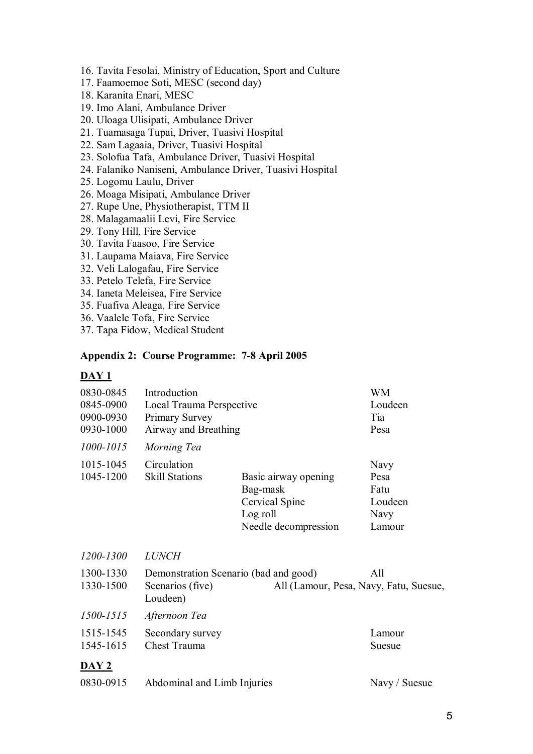16. Tavita Fesolai, Ministry of Education, Sport and Culture
17. Faamoemoe Soti, MESC (second day)
18. Karanita Enari, MESC
19. Imo Alani, Ambulance Driver
20. Uloaga Ulisipati, Ambulance Driver
21. Tuamasaga Tupai, Driver, Tuasivi Hospital
22. Sam Lagaaia, Driver, Tuasivi Hospital
23. Solofua Tafa, Ambulance Driver, Tuasivi Hospital
24. Falaniko Naniseni, Ambulance Driver, Tuasivi Hospital
25. Logomu Laulu, Driver
26. Moaga Misipati, Ambulance Driver
27. Rupe Une, Physiotherapist, TTM II
28. Malagamaalii Levi, Fire Service
29. Tony Hill, Fire Service
30. Tavita Faasoo, Fire Service
31. Laupama Maiava, Fire Service
32. Veli Lalogafau, Fire Service
33. Petelo Telefa, Fire Service
34. Ianeta Meleisea, Fire Service
35. Fuafiva Aleaga, Fire Service
36. Vaalele Tofa, Fire Service
37. Tapa Fidow, Medical Student

**Appendix 2: Course Programme: 7-8 April 2005**

**DAY 1**

| | | | |
|---|---|---|---|
| 0830-0845 | Introduction | | WM |
| 0845-0900 | Local Trauma Perspective | | Loudeen |
| 0900-0930 | Primary Survey | | Tia |
| 0930-1000 | Airway and Breathing | | Pesa |
| *1000-1015* | *Morning Tea* | | |
| 1015-1045 | Circulation | | Navy |
| 1045-1200 | Skill Stations | Basic airway opening | Pesa |
| | | Bag-mask | Fatu |
| | | Cervical Spine | Loudeen |
| | | Log roll | Navy |
| | | Needle decompression | Lamour |
| *1200-1300* | *LUNCH* | | |
| 1300-1330 | Demonstration Scenario (bad and good) | | All |
| 1330-1500 | Scenarios (five) | All (Lamour, Pesa, Navy, Fatu, Suesue, Loudeen) | |
| *1500-1515* | *Afternoon Tea* | | |
| 1515-1545 | Secondary survey | | Lamour |
| 1545-1615 | Chest Trauma | | Suesue |

**DAY 2**

| | | | |
|---|---|---|---|
| 0830-0915 | Abdominal and Limb Injuries | | Navy / Suesue |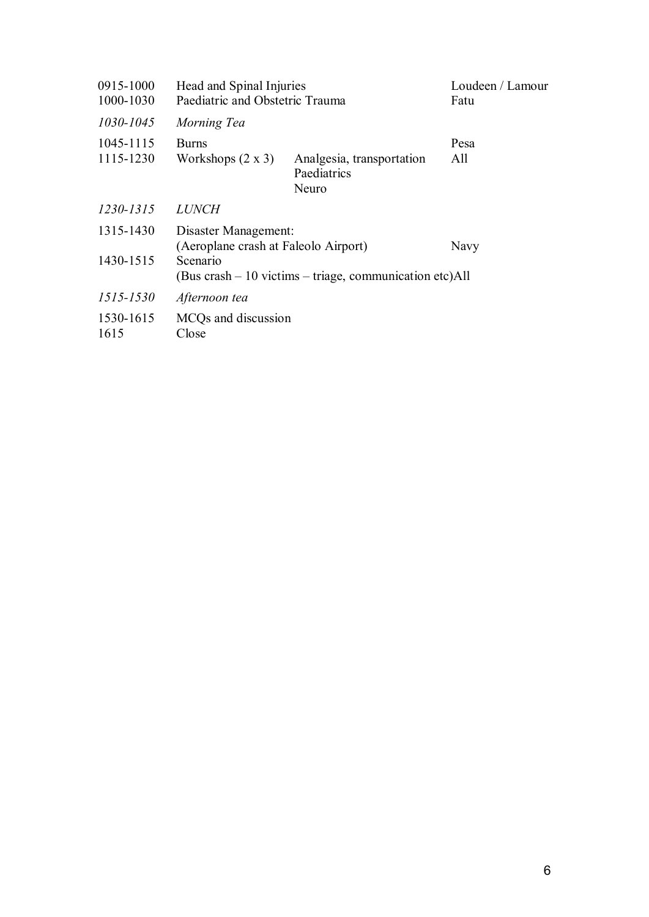| | | | |
|---|---|---|---|
| 0915-1000 | Head and Spinal Injuries | | Loudeen / Lamour |
| 1000-1030 | Paediatric and Obstetric Trauma | | Fatu |
| *1030-1045* | *Morning Tea* | | |
| 1045-1115 | Burns | | Pesa |
| 1115-1230 | Workshops (2 x 3) | Analgesia, transportation<br>Paediatrics<br>Neuro | All |
| *1230-1315* | *LUNCH* | | |
| 1315-1430 | Disaster Management:<br>(Aeroplane crash at Faleolo Airport) | | Navy |
| 1430-1515 | Scenario<br>(Bus crash – 10 victims – triage, communication etc) | | All |
| *1515-1530* | *Afternoon tea* | | |
| 1530-1615 | MCQs and discussion | | |
| 1615 | Close | | |